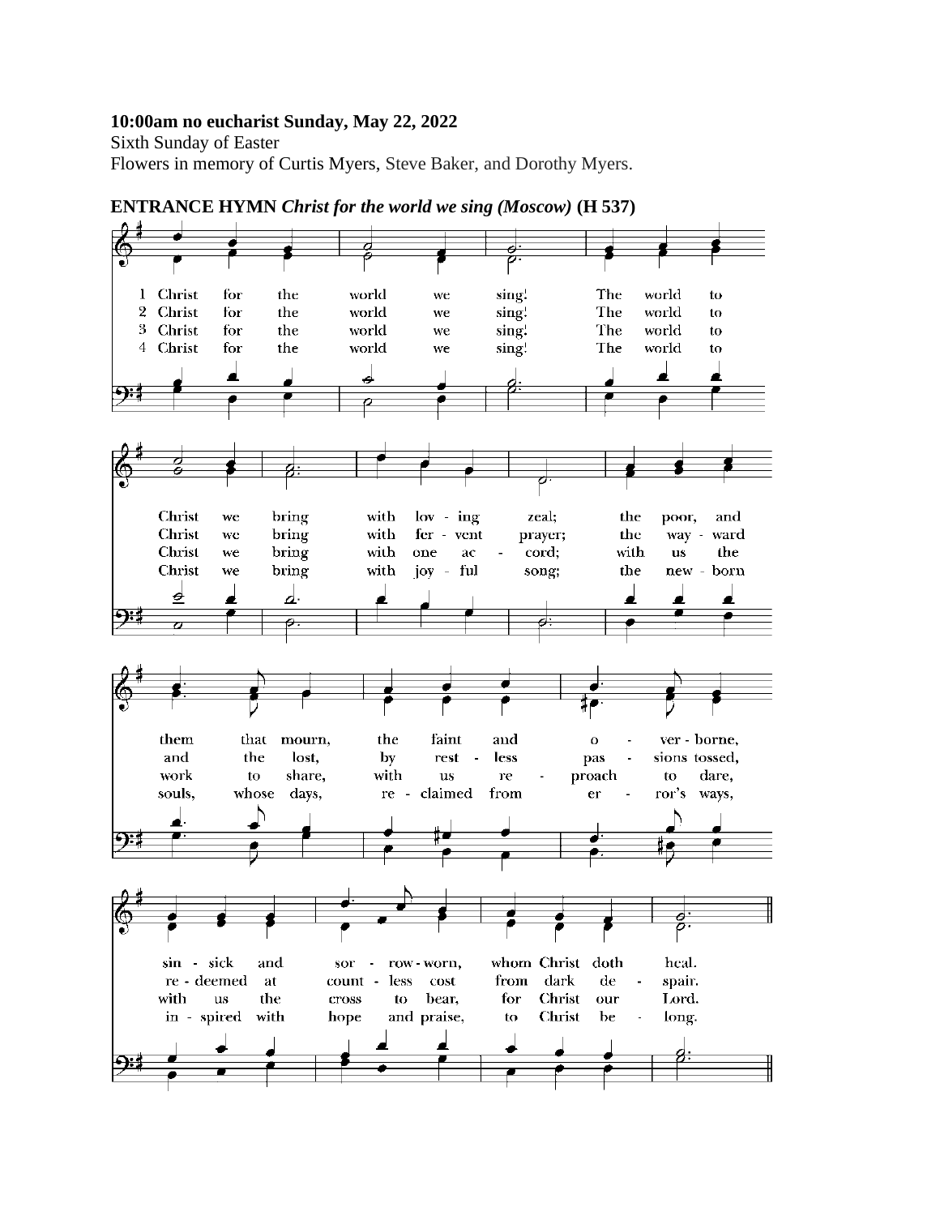**10:00am no eucharist Sunday, May 22, 2022**

Sixth Sunday of Easter

Flowers in memory of Curtis Myers, Steve Baker, and Dorothy Myers.

**ENTRANCE HYMN** ***Christ for the world we sing (Moscow)*** **(H 537)**

1 Christ for the world we sing! The world to Christ we bring with lov - ing zeal; the poor, and them that mourn, the faint and o - ver - borne, sin - sick and sor - row - worn, whom Christ doth heal.

2 Christ for the world we sing! The world to Christ we bring with fer - vent prayer; the way - ward and the lost, by rest - less pas - sions tossed, re - deemed at count - less cost from dark de - spair.

3 Christ for the world we sing! The world to Christ we bring with one ac - cord; with us the work to share, with us re - proach to dare, with us the cross to bear, for Christ our Lord.

4 Christ for the world we sing! The world to Christ we bring with joy - ful song; the new - born souls, whose days, re - claimed from er - ror's ways, in - spired with hope and praise, to Christ be - long.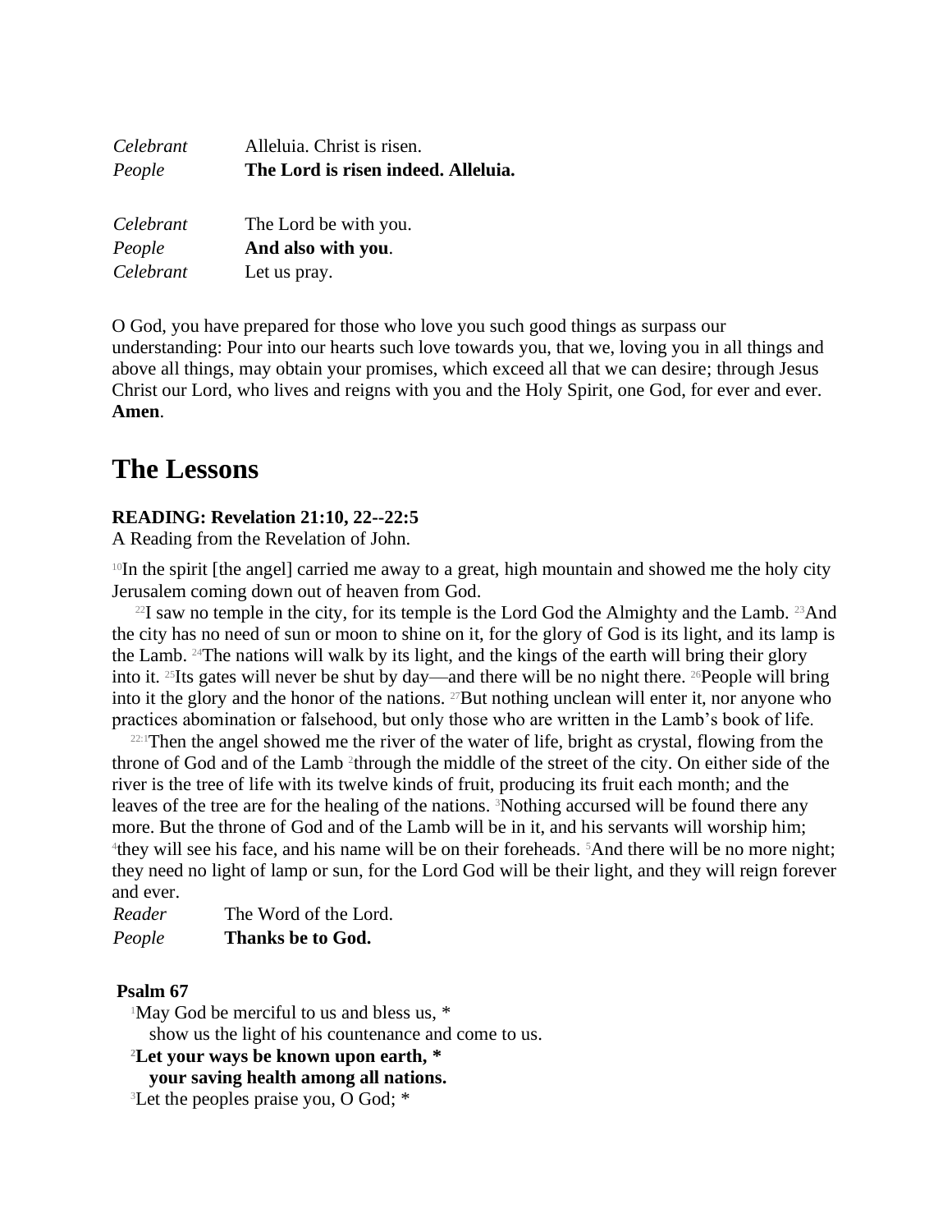*Celebrant* Alleluia. Christ is risen.
*People* **The Lord is risen indeed. Alleluia.**

*Celebrant* The Lord be with you.
*People* **And also with you**.
*Celebrant* Let us pray.

O God, you have prepared for those who love you such good things as surpass our understanding: Pour into our hearts such love towards you, that we, loving you in all things and above all things, may obtain your promises, which exceed all that we can desire; through Jesus Christ our Lord, who lives and reigns with you and the Holy Spirit, one God, for ever and ever. **Amen**.

# The Lessons

**READING: Revelation 21:10, 22--22:5**
A Reading from the Revelation of John.

[10]In the spirit [the angel] carried me away to a great, high mountain and showed me the holy city Jerusalem coming down out of heaven from God.

[22]I saw no temple in the city, for its temple is the Lord God the Almighty and the Lamb. [23]And the city has no need of sun or moon to shine on it, for the glory of God is its light, and its lamp is the Lamb. [24]The nations will walk by its light, and the kings of the earth will bring their glory into it. [25]Its gates will never be shut by day—and there will be no night there. [26]People will bring into it the glory and the honor of the nations. [27]But nothing unclean will enter it, nor anyone who practices abomination or falsehood, but only those who are written in the Lamb's book of life.

[22:1]Then the angel showed me the river of the water of life, bright as crystal, flowing from the throne of God and of the Lamb [2]through the middle of the street of the city. On either side of the river is the tree of life with its twelve kinds of fruit, producing its fruit each month; and the leaves of the tree are for the healing of the nations. [3]Nothing accursed will be found there any more. But the throne of God and of the Lamb will be in it, and his servants will worship him; [4]they will see his face, and his name will be on their foreheads. [5]And there will be no more night; they need no light of lamp or sun, for the Lord God will be their light, and they will reign forever and ever.

*Reader* The Word of the Lord.
*People* **Thanks be to God.**

**Psalm 67**

[1]May God be merciful to us and bless us, *
show us the light of his countenance and come to us.
[2]**Let your ways be known upon earth, ***
**your saving health among all nations.**
[3]Let the peoples praise you, O God; *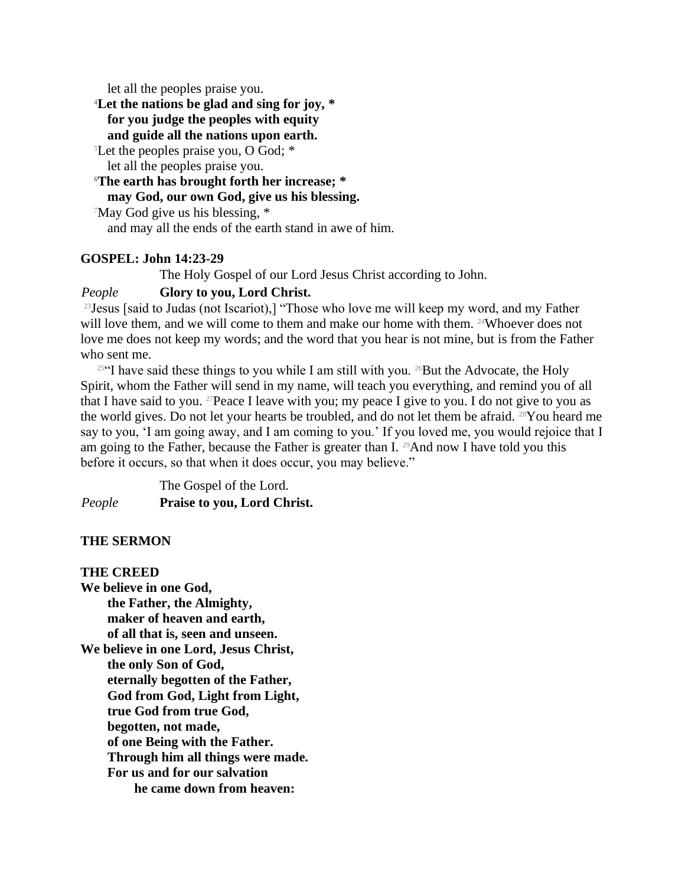let all the peoples praise you.

[4]**Let the nations be glad and sing for joy, *
for you judge the peoples with equity
and guide all the nations upon earth.**

[5]Let the peoples praise you, O God; *
let all the peoples praise you.

[6]**The earth has brought forth her increase; *
may God, our own God, give us his blessing.**

[7]May God give us his blessing, *
and may all the ends of the earth stand in awe of him.

**GOSPEL: John 14:23-29**

The Holy Gospel of our Lord Jesus Christ according to John.

*People* **Glory to you, Lord Christ.**

[23]Jesus [said to Judas (not Iscariot),] "Those who love me will keep my word, and my Father will love them, and we will come to them and make our home with them. [24]Whoever does not love me does not keep my words; and the word that you hear is not mine, but is from the Father who sent me.

[25]"I have said these things to you while I am still with you. [26]But the Advocate, the Holy Spirit, whom the Father will send in my name, will teach you everything, and remind you of all that I have said to you. [27]Peace I leave with you; my peace I give to you. I do not give to you as the world gives. Do not let your hearts be troubled, and do not let them be afraid. [28]You heard me say to you, 'I am going away, and I am coming to you.' If you loved me, you would rejoice that I am going to the Father, because the Father is greater than I. [29]And now I have told you this before it occurs, so that when it does occur, you may believe."

The Gospel of the Lord.

*People* **Praise to you, Lord Christ.**

**THE SERMON**

**THE CREED**

**We believe in one God,
the Father, the Almighty,
maker of heaven and earth,
of all that is, seen and unseen.
We believe in one Lord, Jesus Christ,
the only Son of God,
eternally begotten of the Father,
God from God, Light from Light,
true God from true God,
begotten, not made,
of one Being with the Father.
Through him all things were made.
For us and for our salvation
he came down from heaven:**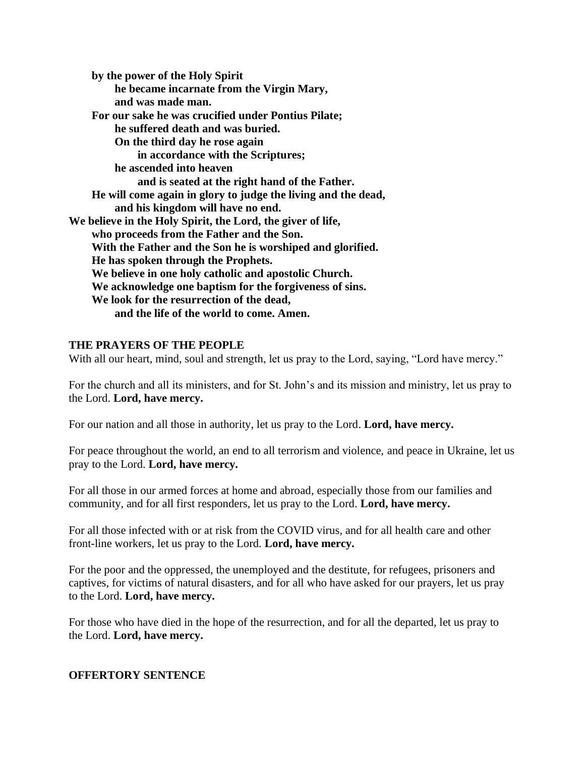**by the power of the Holy Spirit**
**he became incarnate from the Virgin Mary,**
**and was made man.**
**For our sake he was crucified under Pontius Pilate;**
**he suffered death and was buried.**
**On the third day he rose again**
**in accordance with the Scriptures;**
**he ascended into heaven**
**and is seated at the right hand of the Father.**
**He will come again in glory to judge the living and the dead,**
**and his kingdom will have no end.**
**We believe in the Holy Spirit, the Lord, the giver of life,**
**who proceeds from the Father and the Son.**
**With the Father and the Son he is worshiped and glorified.**
**He has spoken through the Prophets.**
**We believe in one holy catholic and apostolic Church.**
**We acknowledge one baptism for the forgiveness of sins.**
**We look for the resurrection of the dead,**
**and the life of the world to come. Amen.**

**THE PRAYERS OF THE PEOPLE**

With all our heart, mind, soul and strength, let us pray to the Lord, saying, "Lord have mercy."

For the church and all its ministers, and for St. John's and its mission and ministry, let us pray to the Lord. **Lord, have mercy.**

For our nation and all those in authority, let us pray to the Lord. **Lord, have mercy.**

For peace throughout the world, an end to all terrorism and violence, and peace in Ukraine, let us pray to the Lord. **Lord, have mercy.**

For all those in our armed forces at home and abroad, especially those from our families and community, and for all first responders, let us pray to the Lord. **Lord, have mercy.**

For all those infected with or at risk from the COVID virus, and for all health care and other front-line workers, let us pray to the Lord. **Lord, have mercy.**

For the poor and the oppressed, the unemployed and the destitute, for refugees, prisoners and captives, for victims of natural disasters, and for all who have asked for our prayers, let us pray to the Lord. **Lord, have mercy.**

For those who have died in the hope of the resurrection, and for all the departed, let us pray to the Lord. **Lord, have mercy.**

**OFFERTORY SENTENCE**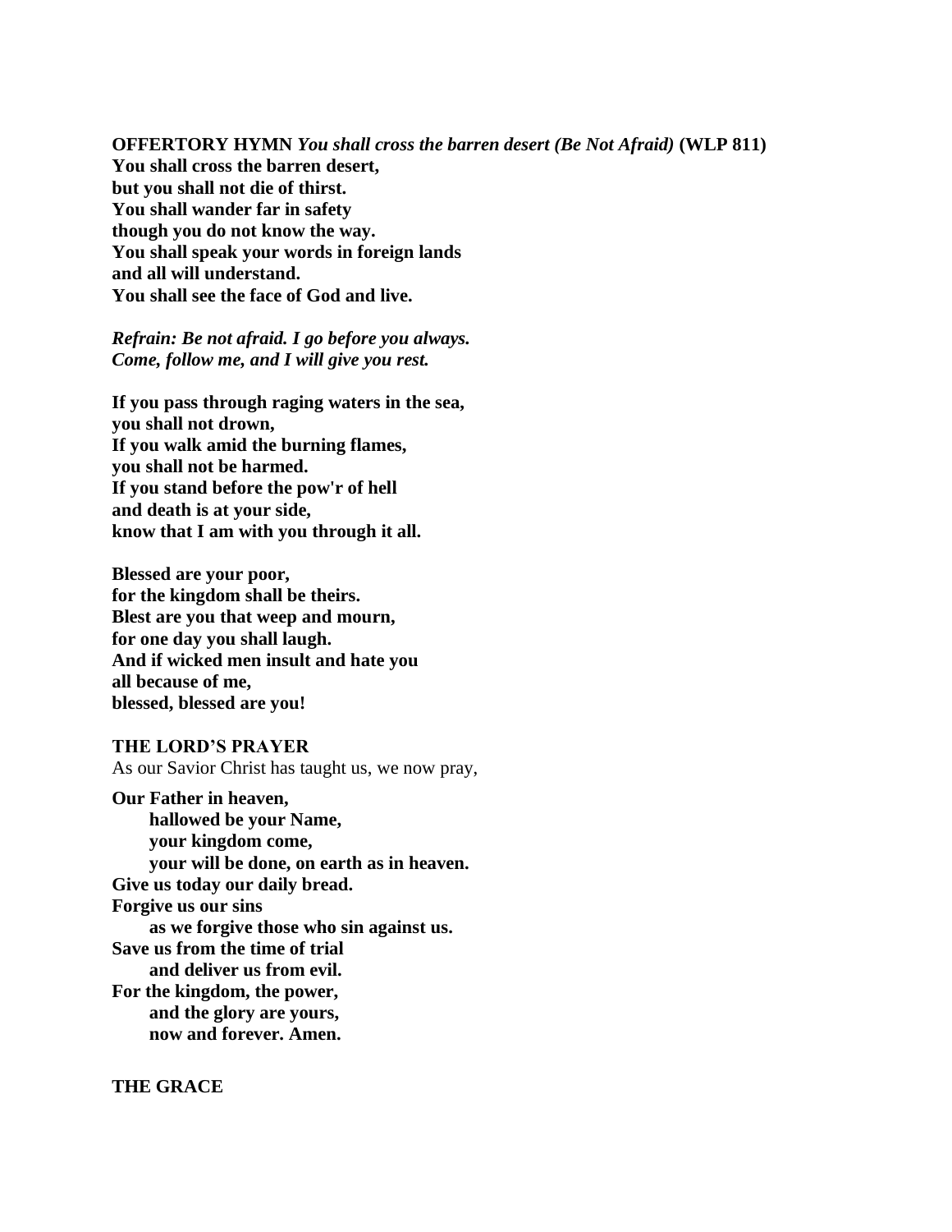**OFFERTORY HYMN** ***You shall cross the barren desert (Be Not Afraid)*** **(WLP 811)**
**You shall cross the barren desert,**
**but you shall not die of thirst.**
**You shall wander far in safety**
**though you do not know the way.**
**You shall speak your words in foreign lands**
**and all will understand.**
**You shall see the face of God and live.**

***Refrain: Be not afraid. I go before you always.***
***Come, follow me, and I will give you rest.***

**If you pass through raging waters in the sea,**
**you shall not drown,**
**If you walk amid the burning flames,**
**you shall not be harmed.**
**If you stand before the pow'r of hell**
**and death is at your side,**
**know that I am with you through it all.**

**Blessed are your poor,**
**for the kingdom shall be theirs.**
**Blest are you that weep and mourn,**
**for one day you shall laugh.**
**And if wicked men insult and hate you**
**all because of me,**
**blessed, blessed are you!**

**THE LORD'S PRAYER**

As our Savior Christ has taught us, we now pray,

**Our Father in heaven,**
  **hallowed be your Name,**
  **your kingdom come,**
  **your will be done, on earth as in heaven.**
**Give us today our daily bread.**
**Forgive us our sins**
  **as we forgive those who sin against us.**
**Save us from the time of trial**
  **and deliver us from evil.**
**For the kingdom, the power,**
  **and the glory are yours,**
  **now and forever. Amen.**

**THE GRACE**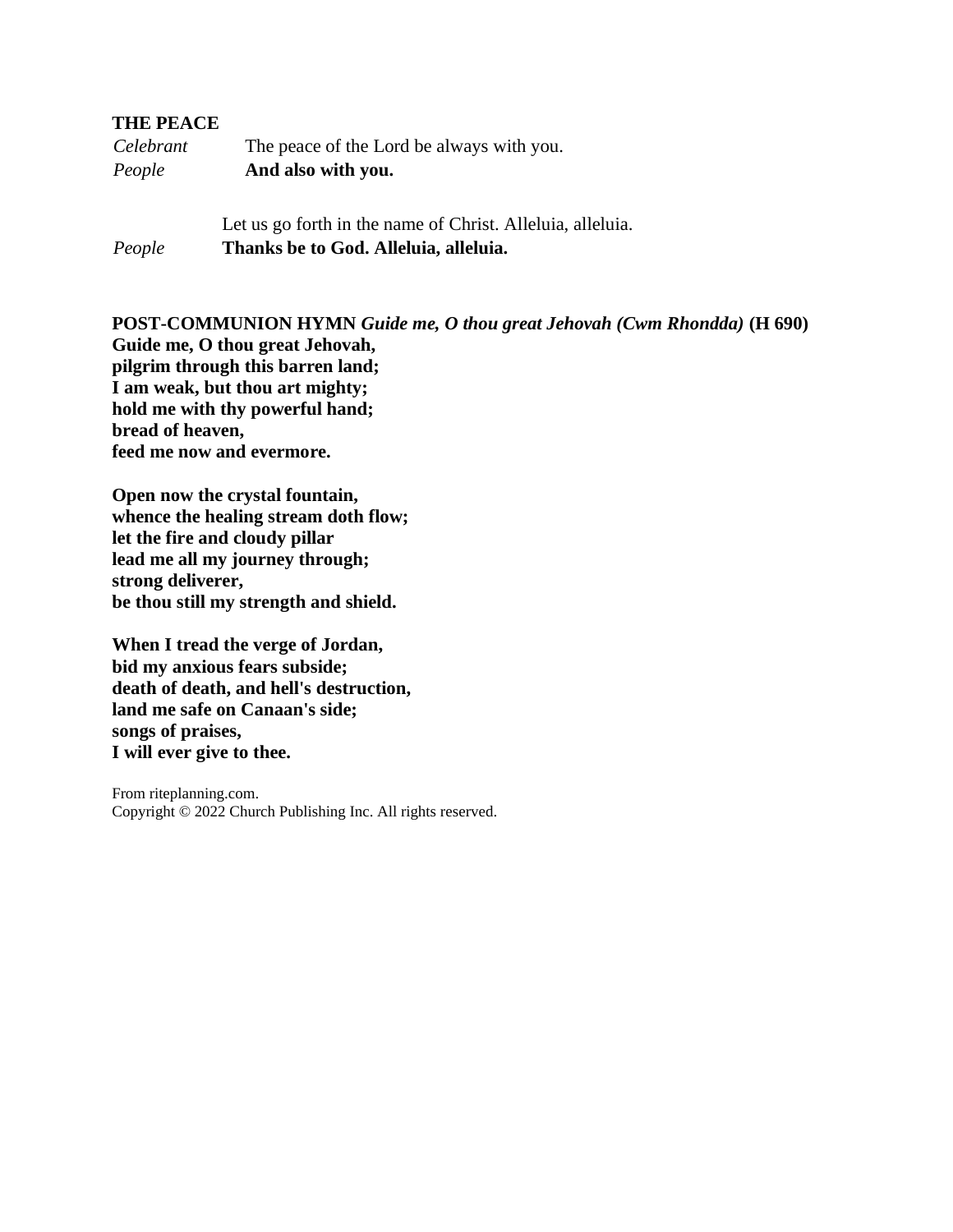**THE PEACE**

*Celebrant* The peace of the Lord be always with you.
*People* **And also with you.**

Let us go forth in the name of Christ. Alleluia, alleluia.
*People* **Thanks be to God. Alleluia, alleluia.**

**POST-COMMUNION HYMN** ***Guide me, O thou great Jehovah (Cwm Rhondda)*** **(H 690)**

**Guide me, O thou great Jehovah,
pilgrim through this barren land;
I am weak, but thou art mighty;
hold me with thy powerful hand;
bread of heaven,
feed me now and evermore.**

**Open now the crystal fountain,
whence the healing stream doth flow;
let the fire and cloudy pillar
lead me all my journey through;
strong deliverer,
be thou still my strength and shield.**

**When I tread the verge of Jordan,
bid my anxious fears subside;
death of death, and hell's destruction,
land me safe on Canaan's side;
songs of praises,
I will ever give to thee.**

From riteplanning.com.
Copyright © 2022 Church Publishing Inc. All rights reserved.